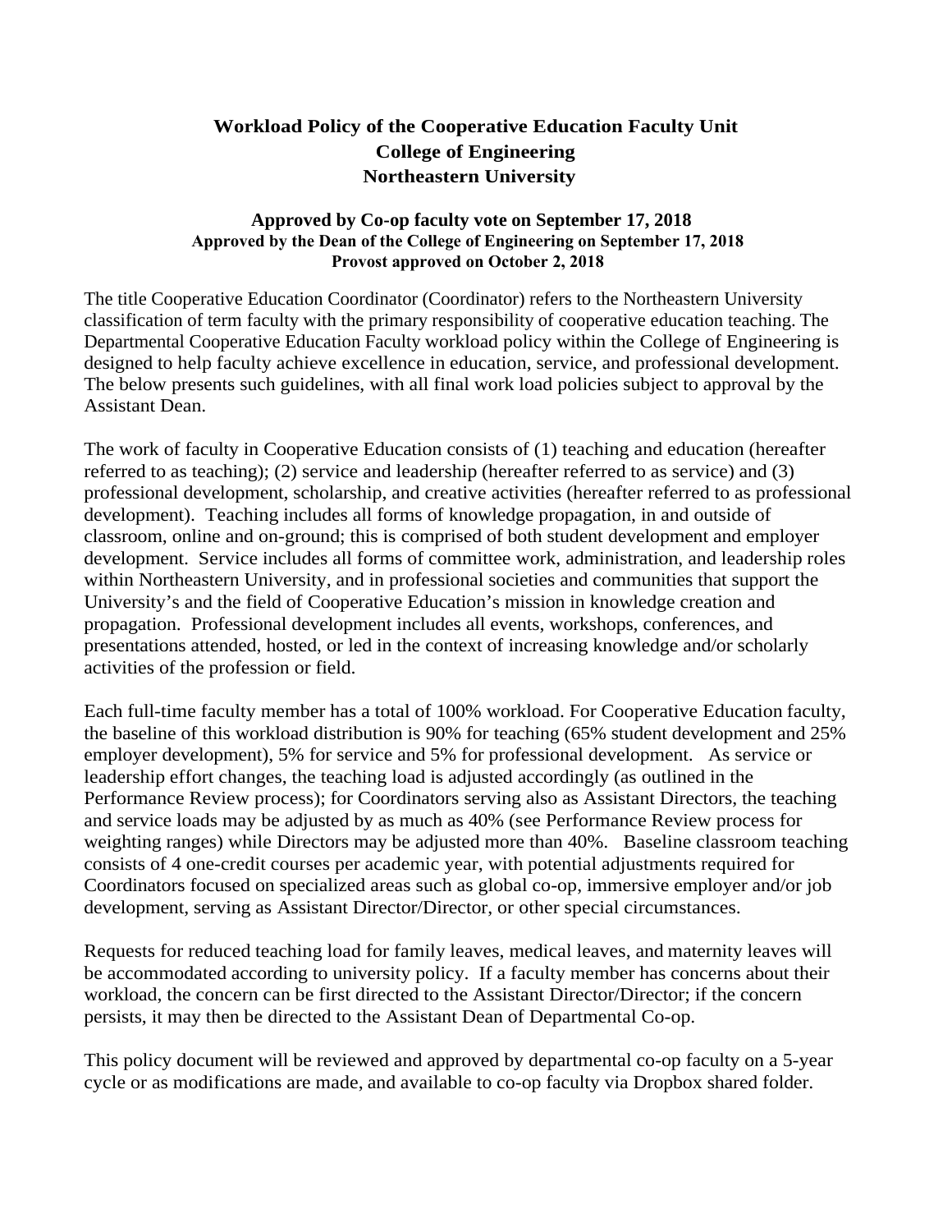# Workload Policy of the Cooperative Education Faculty Unit
# College of Engineering
# Northeastern University

**Approved by Co-op faculty vote on September 17, 2018**
**Approved by the Dean of the College of Engineering on September 17, 2018**
**Provost approved on October 2, 2018**

The title Cooperative Education Coordinator (Coordinator) refers to the Northeastern University classification of term faculty with the primary responsibility of cooperative education teaching. The Departmental Cooperative Education Faculty workload policy within the College of Engineering is designed to help faculty achieve excellence in education, service, and professional development. The below presents such guidelines, with all final work load policies subject to approval by the Assistant Dean.

The work of faculty in Cooperative Education consists of (1) teaching and education (hereafter referred to as teaching); (2) service and leadership (hereafter referred to as service) and (3) professional development, scholarship, and creative activities (hereafter referred to as professional development). Teaching includes all forms of knowledge propagation, in and outside of classroom, online and on-ground; this is comprised of both student development and employer development. Service includes all forms of committee work, administration, and leadership roles within Northeastern University, and in professional societies and communities that support the University's and the field of Cooperative Education's mission in knowledge creation and propagation. Professional development includes all events, workshops, conferences, and presentations attended, hosted, or led in the context of increasing knowledge and/or scholarly activities of the profession or field.

Each full-time faculty member has a total of 100% workload. For Cooperative Education faculty, the baseline of this workload distribution is 90% for teaching (65% student development and 25% employer development), 5% for service and 5% for professional development. As service or leadership effort changes, the teaching load is adjusted accordingly (as outlined in the Performance Review process); for Coordinators serving also as Assistant Directors, the teaching and service loads may be adjusted by as much as 40% (see Performance Review process for weighting ranges) while Directors may be adjusted more than 40%. Baseline classroom teaching consists of 4 one-credit courses per academic year, with potential adjustments required for Coordinators focused on specialized areas such as global co-op, immersive employer and/or job development, serving as Assistant Director/Director, or other special circumstances.

Requests for reduced teaching load for family leaves, medical leaves, and maternity leaves will be accommodated according to university policy. If a faculty member has concerns about their workload, the concern can be first directed to the Assistant Director/Director; if the concern persists, it may then be directed to the Assistant Dean of Departmental Co-op.

This policy document will be reviewed and approved by departmental co-op faculty on a 5-year cycle or as modifications are made, and available to co-op faculty via Dropbox shared folder.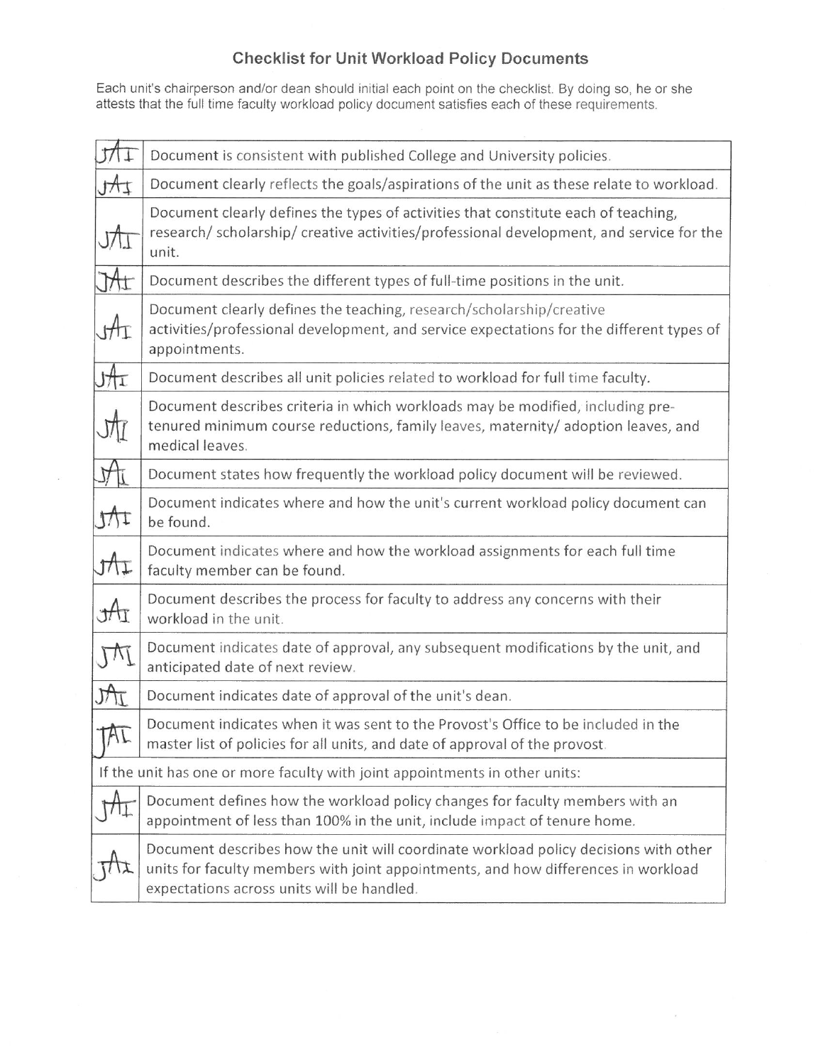## Checklist for Unit Workload Policy Documents

Each unit's chairperson and/or dean should initial each point on the checklist. By doing so, he or she attests that the full time faculty workload policy document satisfies each of these requirements.

| | |
|---|---|
| JAI | Document is consistent with published College and University policies. |
| JAI | Document clearly reflects the goals/aspirations of the unit as these relate to workload. |
| JAI | Document clearly defines the types of activities that constitute each of teaching, research/ scholarship/ creative activities/professional development, and service for the unit. |
| JAI | Document describes the different types of full-time positions in the unit. |
| JAI | Document clearly defines the teaching, research/scholarship/creative activities/professional development, and service expectations for the different types of appointments. |
| JAI | Document describes all unit policies related to workload for full time faculty. |
| JAI | Document describes criteria in which workloads may be modified, including pre-tenured minimum course reductions, family leaves, maternity/ adoption leaves, and medical leaves. |
| JAI | Document states how frequently the workload policy document will be reviewed. |
| JAI | Document indicates where and how the unit's current workload policy document can be found. |
| JAI | Document indicates where and how the workload assignments for each full time faculty member can be found. |
| JAI | Document describes the process for faculty to address any concerns with their workload in the unit. |
| JAI | Document indicates date of approval, any subsequent modifications by the unit, and anticipated date of next review. |
| JAI | Document indicates date of approval of the unit's dean. |
| JAI | Document indicates when it was sent to the Provost's Office to be included in the master list of policies for all units, and date of approval of the provost. |
| If the unit has one or more faculty with joint appointments in other units: | |
| JAI | Document defines how the workload policy changes for faculty members with an appointment of less than 100% in the unit, include impact of tenure home. |
| JAI | Document describes how the unit will coordinate workload policy decisions with other units for faculty members with joint appointments, and how differences in workload expectations across units will be handled. |